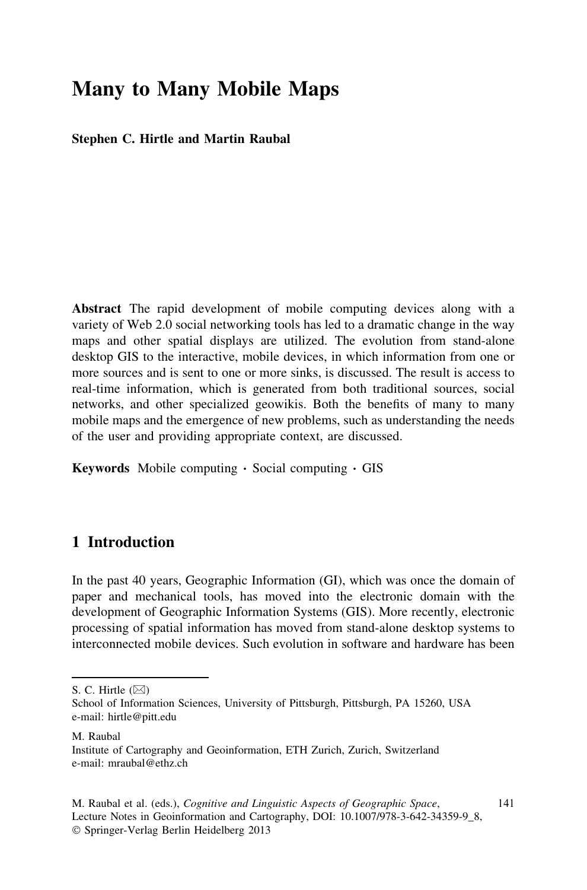# Many to Many Mobile Maps

**Stephen C. Hirtle and Martin Raubal**

**Abstract** The rapid development of mobile computing devices along with a variety of Web 2.0 social networking tools has led to a dramatic change in the way maps and other spatial displays are utilized. The evolution from stand-alone desktop GIS to the interactive, mobile devices, in which information from one or more sources and is sent to one or more sinks, is discussed. The result is access to real-time information, which is generated from both traditional sources, social networks, and other specialized geowikis. Both the benefits of many to many mobile maps and the emergence of new problems, such as understanding the needs of the user and providing appropriate context, are discussed.

**Keywords** Mobile computing · Social computing · GIS

## 1 Introduction

In the past 40 years, Geographic Information (GI), which was once the domain of paper and mechanical tools, has moved into the electronic domain with the development of Geographic Information Systems (GIS). More recently, electronic processing of spatial information has moved from stand-alone desktop systems to interconnected mobile devices. Such evolution in software and hardware has been

S. C. Hirtle (✉)
School of Information Sciences, University of Pittsburgh, Pittsburgh, PA 15260, USA
e-mail: hirtle@pitt.edu

M. Raubal
Institute of Cartography and Geoinformation, ETH Zurich, Zurich, Switzerland
e-mail: mraubal@ethz.ch

M. Raubal et al. (eds.), *Cognitive and Linguistic Aspects of Geographic Space*, Lecture Notes in Geoinformation and Cartography, DOI: 10.1007/978-3-642-34359-9_8, © Springer-Verlag Berlin Heidelberg 2013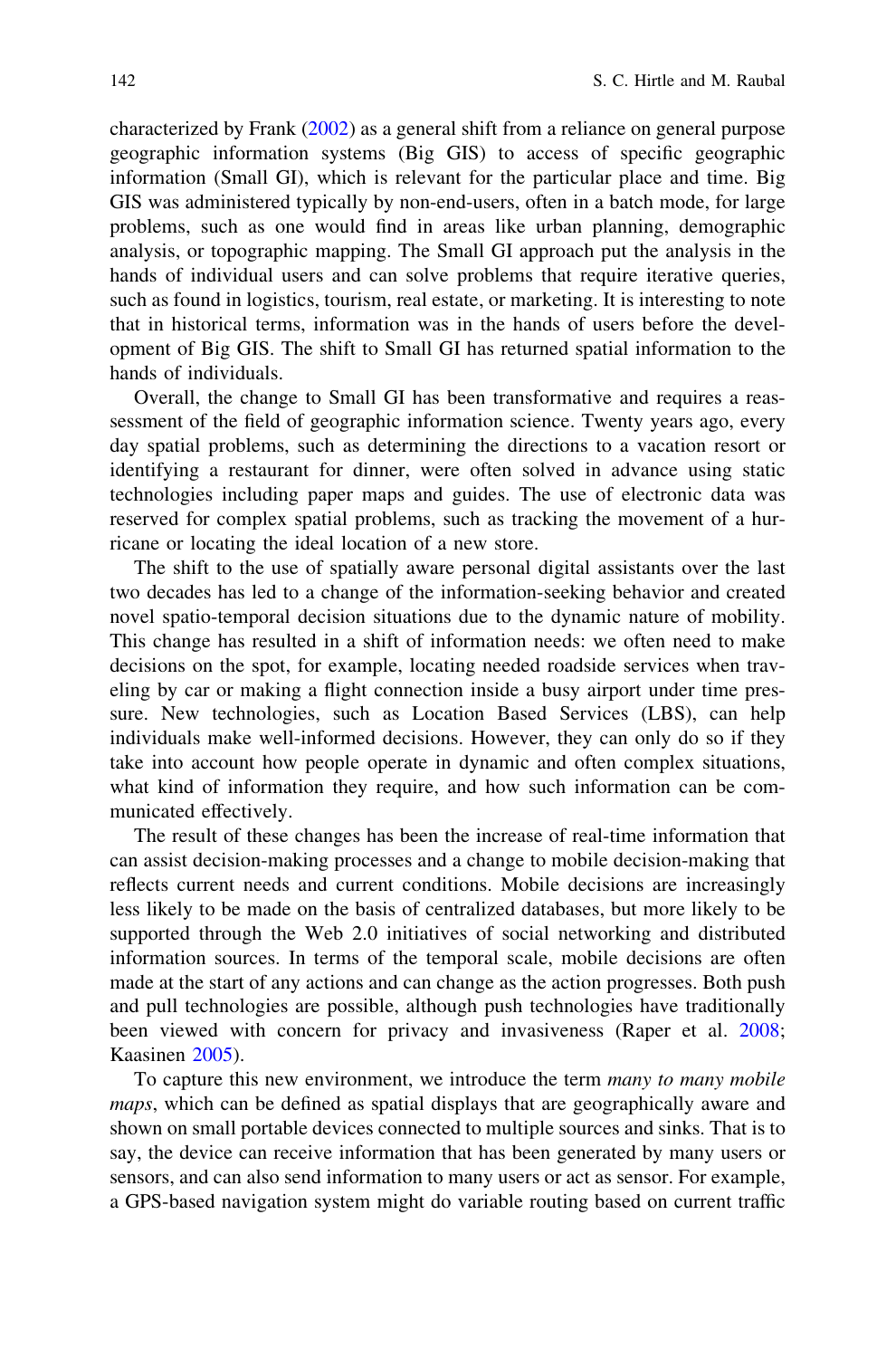characterized by Frank (2002) as a general shift from a reliance on general purpose geographic information systems (Big GIS) to access of specific geographic information (Small GI), which is relevant for the particular place and time. Big GIS was administered typically by non-end-users, often in a batch mode, for large problems, such as one would find in areas like urban planning, demographic analysis, or topographic mapping. The Small GI approach put the analysis in the hands of individual users and can solve problems that require iterative queries, such as found in logistics, tourism, real estate, or marketing. It is interesting to note that in historical terms, information was in the hands of users before the development of Big GIS. The shift to Small GI has returned spatial information to the hands of individuals.

Overall, the change to Small GI has been transformative and requires a reassessment of the field of geographic information science. Twenty years ago, every day spatial problems, such as determining the directions to a vacation resort or identifying a restaurant for dinner, were often solved in advance using static technologies including paper maps and guides. The use of electronic data was reserved for complex spatial problems, such as tracking the movement of a hurricane or locating the ideal location of a new store.

The shift to the use of spatially aware personal digital assistants over the last two decades has led to a change of the information-seeking behavior and created novel spatio-temporal decision situations due to the dynamic nature of mobility. This change has resulted in a shift of information needs: we often need to make decisions on the spot, for example, locating needed roadside services when traveling by car or making a flight connection inside a busy airport under time pressure. New technologies, such as Location Based Services (LBS), can help individuals make well-informed decisions. However, they can only do so if they take into account how people operate in dynamic and often complex situations, what kind of information they require, and how such information can be communicated effectively.

The result of these changes has been the increase of real-time information that can assist decision-making processes and a change to mobile decision-making that reflects current needs and current conditions. Mobile decisions are increasingly less likely to be made on the basis of centralized databases, but more likely to be supported through the Web 2.0 initiatives of social networking and distributed information sources. In terms of the temporal scale, mobile decisions are often made at the start of any actions and can change as the action progresses. Both push and pull technologies are possible, although push technologies have traditionally been viewed with concern for privacy and invasiveness (Raper et al. 2008; Kaasinen 2005).

To capture this new environment, we introduce the term *many to many mobile maps*, which can be defined as spatial displays that are geographically aware and shown on small portable devices connected to multiple sources and sinks. That is to say, the device can receive information that has been generated by many users or sensors, and can also send information to many users or act as sensor. For example, a GPS-based navigation system might do variable routing based on current traffic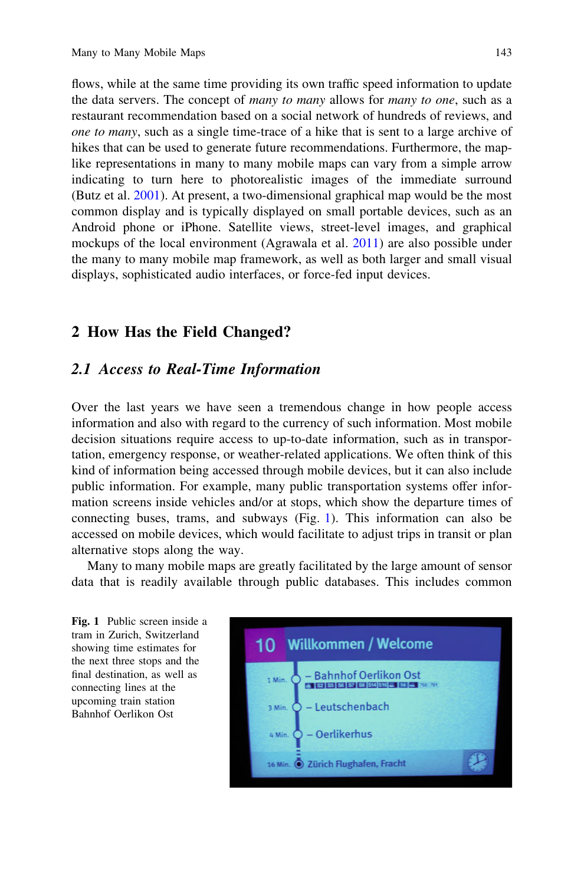flows, while at the same time providing its own traffic speed information to update the data servers. The concept of *many to many* allows for *many to one*, such as a restaurant recommendation based on a social network of hundreds of reviews, and *one to many*, such as a single time-trace of a hike that is sent to a large archive of hikes that can be used to generate future recommendations. Furthermore, the map-like representations in many to many mobile maps can vary from a simple arrow indicating to turn here to photorealistic images of the immediate surround (Butz et al. 2001). At present, a two-dimensional graphical map would be the most common display and is typically displayed on small portable devices, such as an Android phone or iPhone. Satellite views, street-level images, and graphical mockups of the local environment (Agrawala et al. 2011) are also possible under the many to many mobile map framework, as well as both larger and small visual displays, sophisticated audio interfaces, or force-fed input devices.

## 2 How Has the Field Changed?

### 2.1 Access to Real-Time Information

Over the last years we have seen a tremendous change in how people access information and also with regard to the currency of such information. Most mobile decision situations require access to up-to-date information, such as in transportation, emergency response, or weather-related applications. We often think of this kind of information being accessed through mobile devices, but it can also include public information. For example, many public transportation systems offer information screens inside vehicles and/or at stops, which show the departure times of connecting buses, trams, and subways (Fig. 1). This information can also be accessed on mobile devices, which would facilitate to adjust trips in transit or plan alternative stops along the way.

Many to many mobile maps are greatly facilitated by the large amount of sensor data that is readily available through public databases. This includes common

**Fig. 1** Public screen inside a tram in Zurich, Switzerland showing time estimates for the next three stops and the final destination, as well as connecting lines at the upcoming train station Bahnhof Oerlikon Ost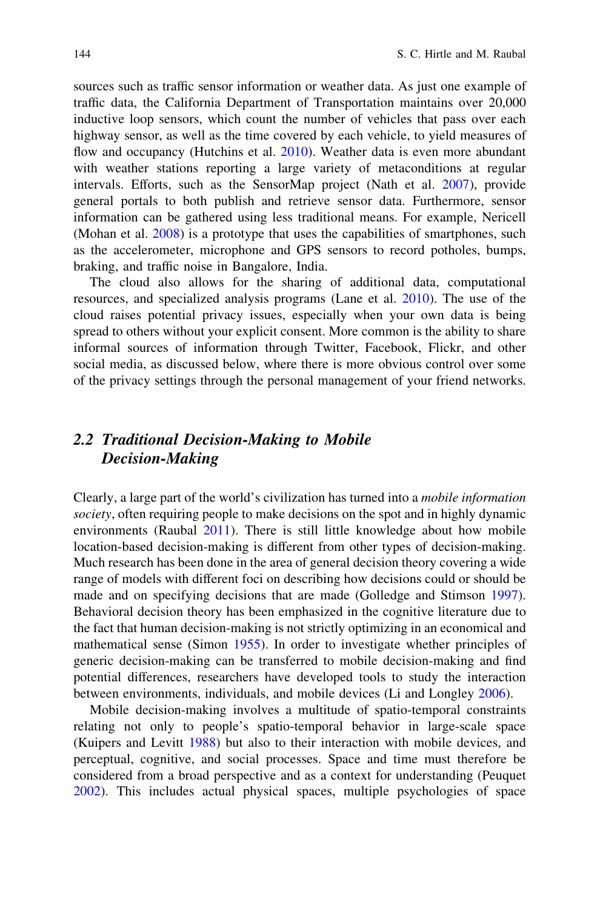sources such as traffic sensor information or weather data. As just one example of traffic data, the California Department of Transportation maintains over 20,000 inductive loop sensors, which count the number of vehicles that pass over each highway sensor, as well as the time covered by each vehicle, to yield measures of flow and occupancy (Hutchins et al. 2010). Weather data is even more abundant with weather stations reporting a large variety of metaconditions at regular intervals. Efforts, such as the SensorMap project (Nath et al. 2007), provide general portals to both publish and retrieve sensor data. Furthermore, sensor information can be gathered using less traditional means. For example, Nericell (Mohan et al. 2008) is a prototype that uses the capabilities of smartphones, such as the accelerometer, microphone and GPS sensors to record potholes, bumps, braking, and traffic noise in Bangalore, India.

The cloud also allows for the sharing of additional data, computational resources, and specialized analysis programs (Lane et al. 2010). The use of the cloud raises potential privacy issues, especially when your own data is being spread to others without your explicit consent. More common is the ability to share informal sources of information through Twitter, Facebook, Flickr, and other social media, as discussed below, where there is more obvious control over some of the privacy settings through the personal management of your friend networks.

## 2.2 Traditional Decision-Making to Mobile Decision-Making

Clearly, a large part of the world's civilization has turned into a *mobile information society*, often requiring people to make decisions on the spot and in highly dynamic environments (Raubal 2011). There is still little knowledge about how mobile location-based decision-making is different from other types of decision-making. Much research has been done in the area of general decision theory covering a wide range of models with different foci on describing how decisions could or should be made and on specifying decisions that are made (Golledge and Stimson 1997). Behavioral decision theory has been emphasized in the cognitive literature due to the fact that human decision-making is not strictly optimizing in an economical and mathematical sense (Simon 1955). In order to investigate whether principles of generic decision-making can be transferred to mobile decision-making and find potential differences, researchers have developed tools to study the interaction between environments, individuals, and mobile devices (Li and Longley 2006).

Mobile decision-making involves a multitude of spatio-temporal constraints relating not only to people's spatio-temporal behavior in large-scale space (Kuipers and Levitt 1988) but also to their interaction with mobile devices, and perceptual, cognitive, and social processes. Space and time must therefore be considered from a broad perspective and as a context for understanding (Peuquet 2002). This includes actual physical spaces, multiple psychologies of space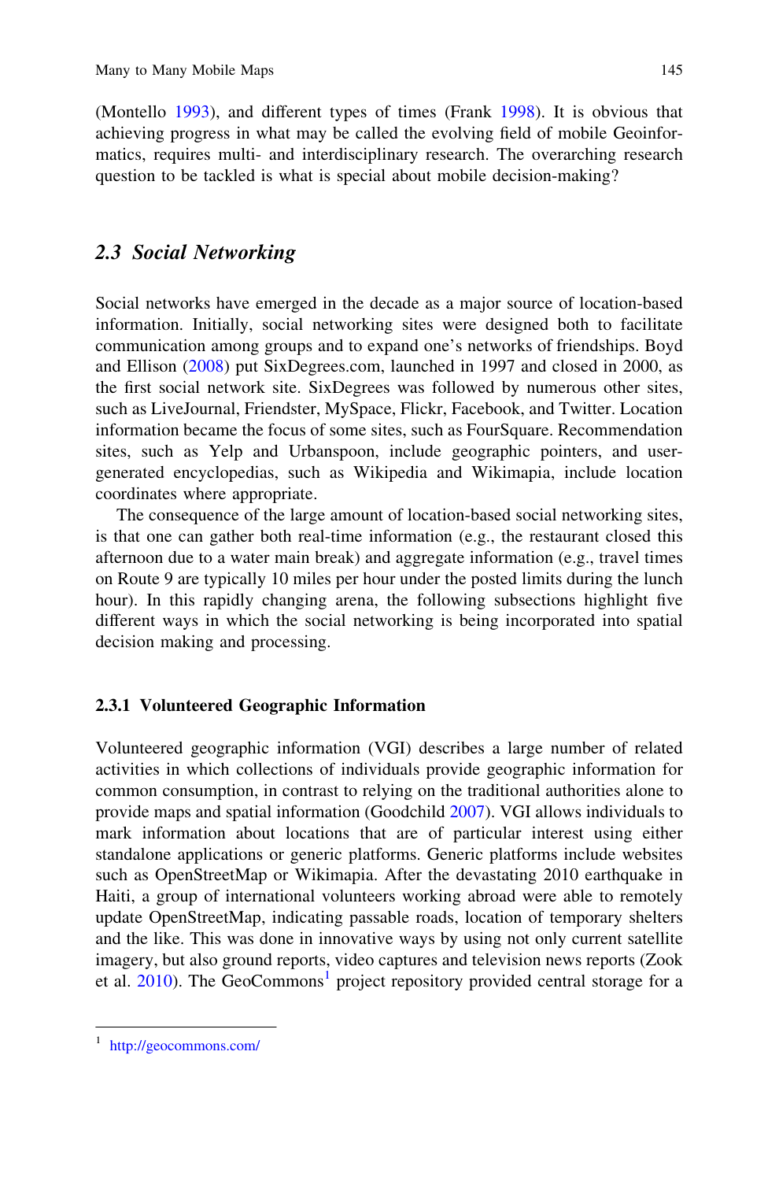(Montello 1993), and different types of times (Frank 1998). It is obvious that achieving progress in what may be called the evolving field of mobile Geoinformatics, requires multi- and interdisciplinary research. The overarching research question to be tackled is what is special about mobile decision-making?

## 2.3 *Social Networking*

Social networks have emerged in the decade as a major source of location-based information. Initially, social networking sites were designed both to facilitate communication among groups and to expand one's networks of friendships. Boyd and Ellison (2008) put SixDegrees.com, launched in 1997 and closed in 2000, as the first social network site. SixDegrees was followed by numerous other sites, such as LiveJournal, Friendster, MySpace, Flickr, Facebook, and Twitter. Location information became the focus of some sites, such as FourSquare. Recommendation sites, such as Yelp and Urbanspoon, include geographic pointers, and user-generated encyclopedias, such as Wikipedia and Wikimapia, include location coordinates where appropriate.

The consequence of the large amount of location-based social networking sites, is that one can gather both real-time information (e.g., the restaurant closed this afternoon due to a water main break) and aggregate information (e.g., travel times on Route 9 are typically 10 miles per hour under the posted limits during the lunch hour). In this rapidly changing arena, the following subsections highlight five different ways in which the social networking is being incorporated into spatial decision making and processing.

### 2.3.1 Volunteered Geographic Information

Volunteered geographic information (VGI) describes a large number of related activities in which collections of individuals provide geographic information for common consumption, in contrast to relying on the traditional authorities alone to provide maps and spatial information (Goodchild 2007). VGI allows individuals to mark information about locations that are of particular interest using either standalone applications or generic platforms. Generic platforms include websites such as OpenStreetMap or Wikimapia. After the devastating 2010 earthquake in Haiti, a group of international volunteers working abroad were able to remotely update OpenStreetMap, indicating passable roads, location of temporary shelters and the like. This was done in innovative ways by using not only current satellite imagery, but also ground reports, video captures and television news reports (Zook et al. 2010). The GeoCommons[1] project repository provided central storage for a

[1] http://geocommons.com/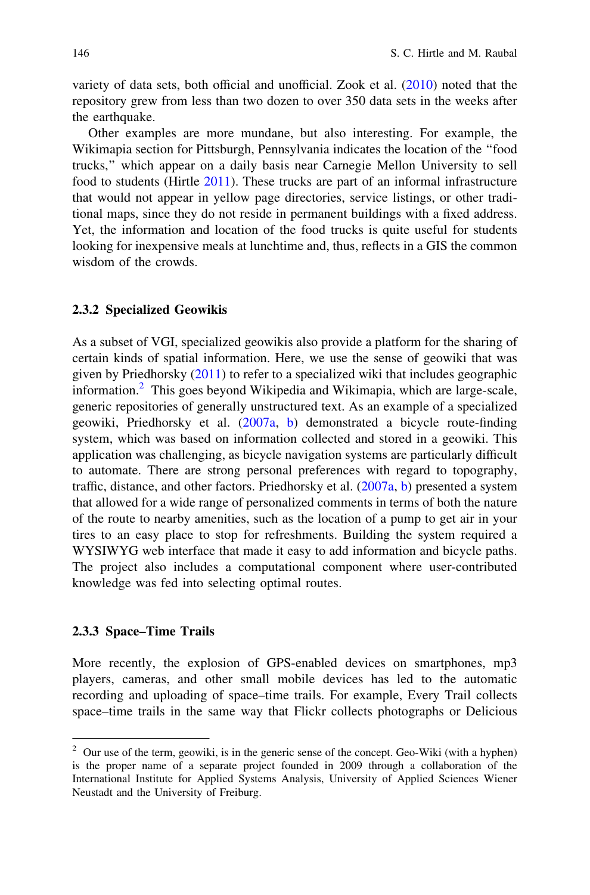variety of data sets, both official and unofficial. Zook et al. (2010) noted that the repository grew from less than two dozen to over 350 data sets in the weeks after the earthquake.

Other examples are more mundane, but also interesting. For example, the Wikimapia section for Pittsburgh, Pennsylvania indicates the location of the "food trucks," which appear on a daily basis near Carnegie Mellon University to sell food to students (Hirtle 2011). These trucks are part of an informal infrastructure that would not appear in yellow page directories, service listings, or other traditional maps, since they do not reside in permanent buildings with a fixed address. Yet, the information and location of the food trucks is quite useful for students looking for inexpensive meals at lunchtime and, thus, reflects in a GIS the common wisdom of the crowds.

### 2.3.2 Specialized Geowikis

As a subset of VGI, specialized geowikis also provide a platform for the sharing of certain kinds of spatial information. Here, we use the sense of geowiki that was given by Priedhorsky (2011) to refer to a specialized wiki that includes geographic information.[2] This goes beyond Wikipedia and Wikimapia, which are large-scale, generic repositories of generally unstructured text. As an example of a specialized geowiki, Priedhorsky et al. (2007a, b) demonstrated a bicycle route-finding system, which was based on information collected and stored in a geowiki. This application was challenging, as bicycle navigation systems are particularly difficult to automate. There are strong personal preferences with regard to topography, traffic, distance, and other factors. Priedhorsky et al. (2007a, b) presented a system that allowed for a wide range of personalized comments in terms of both the nature of the route to nearby amenities, such as the location of a pump to get air in your tires to an easy place to stop for refreshments. Building the system required a WYSIWYG web interface that made it easy to add information and bicycle paths. The project also includes a computational component where user-contributed knowledge was fed into selecting optimal routes.

### 2.3.3 Space–Time Trails

More recently, the explosion of GPS-enabled devices on smartphones, mp3 players, cameras, and other small mobile devices has led to the automatic recording and uploading of space–time trails. For example, Every Trail collects space–time trails in the same way that Flickr collects photographs or Delicious

---

[2] Our use of the term, geowiki, is in the generic sense of the concept. Geo-Wiki (with a hyphen) is the proper name of a separate project founded in 2009 through a collaboration of the International Institute for Applied Systems Analysis, University of Applied Sciences Wiener Neustadt and the University of Freiburg.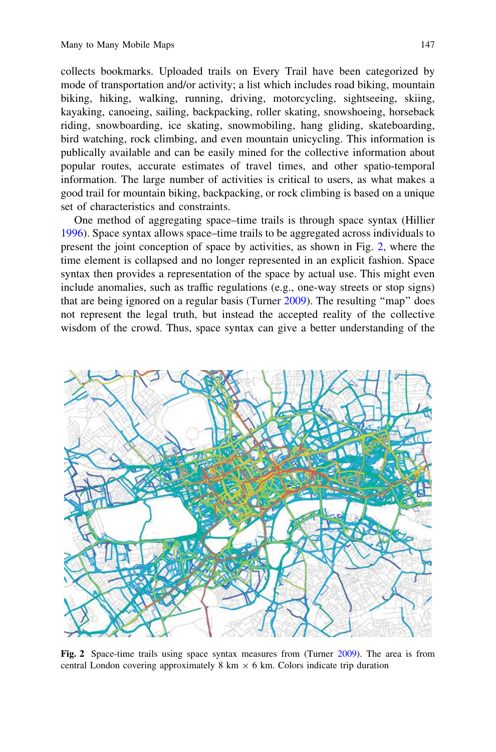collects bookmarks. Uploaded trails on Every Trail have been categorized by mode of transportation and/or activity; a list which includes road biking, mountain biking, hiking, walking, running, driving, motorcycling, sightseeing, skiing, kayaking, canoeing, sailing, backpacking, roller skating, snowshoeing, horseback riding, snowboarding, ice skating, snowmobiling, hang gliding, skateboarding, bird watching, rock climbing, and even mountain unicycling. This information is publically available and can be easily mined for the collective information about popular routes, accurate estimates of travel times, and other spatio-temporal information. The large number of activities is critical to users, as what makes a good trail for mountain biking, backpacking, or rock climbing is based on a unique set of characteristics and constraints.

One method of aggregating space–time trails is through space syntax (Hillier 1996). Space syntax allows space–time trails to be aggregated across individuals to present the joint conception of space by activities, as shown in Fig. 2, where the time element is collapsed and no longer represented in an explicit fashion. Space syntax then provides a representation of the space by actual use. This might even include anomalies, such as traffic regulations (e.g., one-way streets or stop signs) that are being ignored on a regular basis (Turner 2009). The resulting "map" does not represent the legal truth, but instead the accepted reality of the collective wisdom of the crowd. Thus, space syntax can give a better understanding of the

**Fig. 2** Space-time trails using space syntax measures from (Turner 2009). The area is from central London covering approximately 8 km × 6 km. Colors indicate trip duration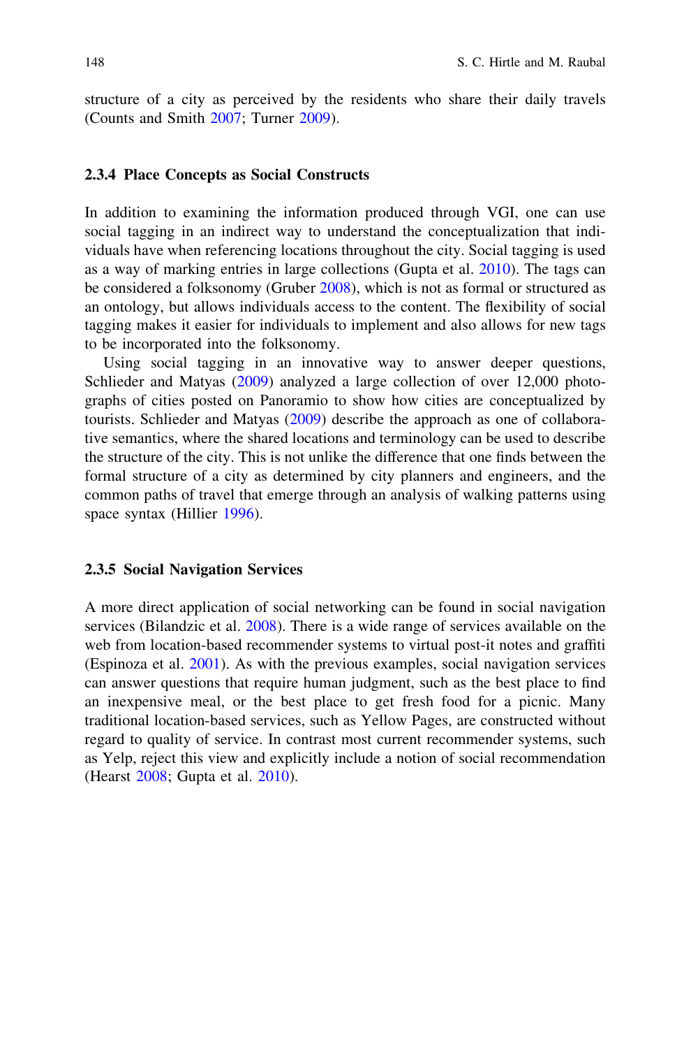structure of a city as perceived by the residents who share their daily travels (Counts and Smith 2007; Turner 2009).

### 2.3.4 Place Concepts as Social Constructs

In addition to examining the information produced through VGI, one can use social tagging in an indirect way to understand the conceptualization that individuals have when referencing locations throughout the city. Social tagging is used as a way of marking entries in large collections (Gupta et al. 2010). The tags can be considered a folksonomy (Gruber 2008), which is not as formal or structured as an ontology, but allows individuals access to the content. The flexibility of social tagging makes it easier for individuals to implement and also allows for new tags to be incorporated into the folksonomy.

Using social tagging in an innovative way to answer deeper questions, Schlieder and Matyas (2009) analyzed a large collection of over 12,000 photographs of cities posted on Panoramio to show how cities are conceptualized by tourists. Schlieder and Matyas (2009) describe the approach as one of collaborative semantics, where the shared locations and terminology can be used to describe the structure of the city. This is not unlike the difference that one finds between the formal structure of a city as determined by city planners and engineers, and the common paths of travel that emerge through an analysis of walking patterns using space syntax (Hillier 1996).

### 2.3.5 Social Navigation Services

A more direct application of social networking can be found in social navigation services (Bilandzic et al. 2008). There is a wide range of services available on the web from location-based recommender systems to virtual post-it notes and graffiti (Espinoza et al. 2001). As with the previous examples, social navigation services can answer questions that require human judgment, such as the best place to find an inexpensive meal, or the best place to get fresh food for a picnic. Many traditional location-based services, such as Yellow Pages, are constructed without regard to quality of service. In contrast most current recommender systems, such as Yelp, reject this view and explicitly include a notion of social recommendation (Hearst 2008; Gupta et al. 2010).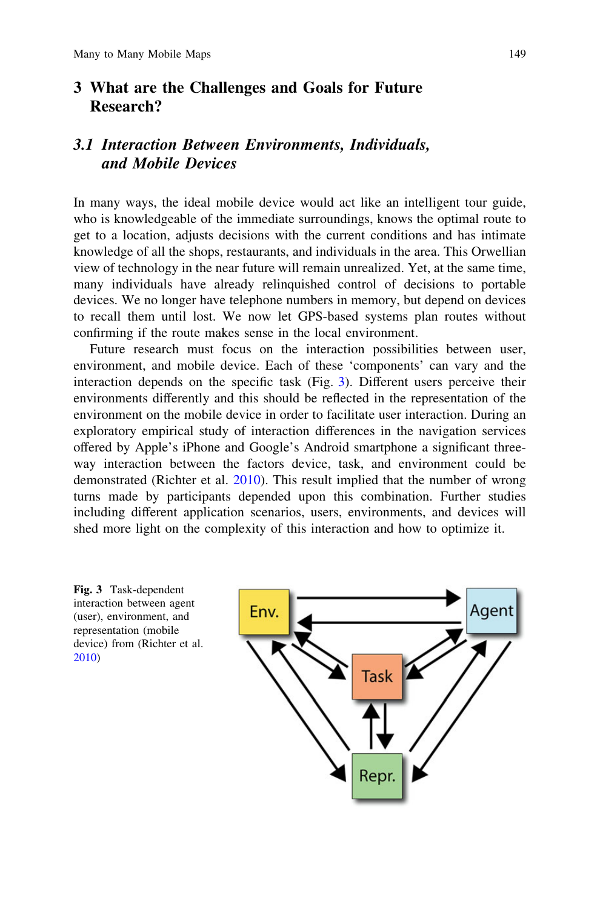# 3 What are the Challenges and Goals for Future Research?

## *3.1 Interaction Between Environments, Individuals, and Mobile Devices*

In many ways, the ideal mobile device would act like an intelligent tour guide, who is knowledgeable of the immediate surroundings, knows the optimal route to get to a location, adjusts decisions with the current conditions and has intimate knowledge of all the shops, restaurants, and individuals in the area. This Orwellian view of technology in the near future will remain unrealized. Yet, at the same time, many individuals have already relinquished control of decisions to portable devices. We no longer have telephone numbers in memory, but depend on devices to recall them until lost. We now let GPS-based systems plan routes without confirming if the route makes sense in the local environment.

Future research must focus on the interaction possibilities between user, environment, and mobile device. Each of these 'components' can vary and the interaction depends on the specific task (Fig. 3). Different users perceive their environments differently and this should be reflected in the representation of the environment on the mobile device in order to facilitate user interaction. During an exploratory empirical study of interaction differences in the navigation services offered by Apple's iPhone and Google's Android smartphone a significant three-way interaction between the factors device, task, and environment could be demonstrated (Richter et al. 2010). This result implied that the number of wrong turns made by participants depended upon this combination. Further studies including different application scenarios, users, environments, and devices will shed more light on the complexity of this interaction and how to optimize it.

**Fig. 3** Task-dependent interaction between agent (user), environment, and representation (mobile device) from (Richter et al. 2010)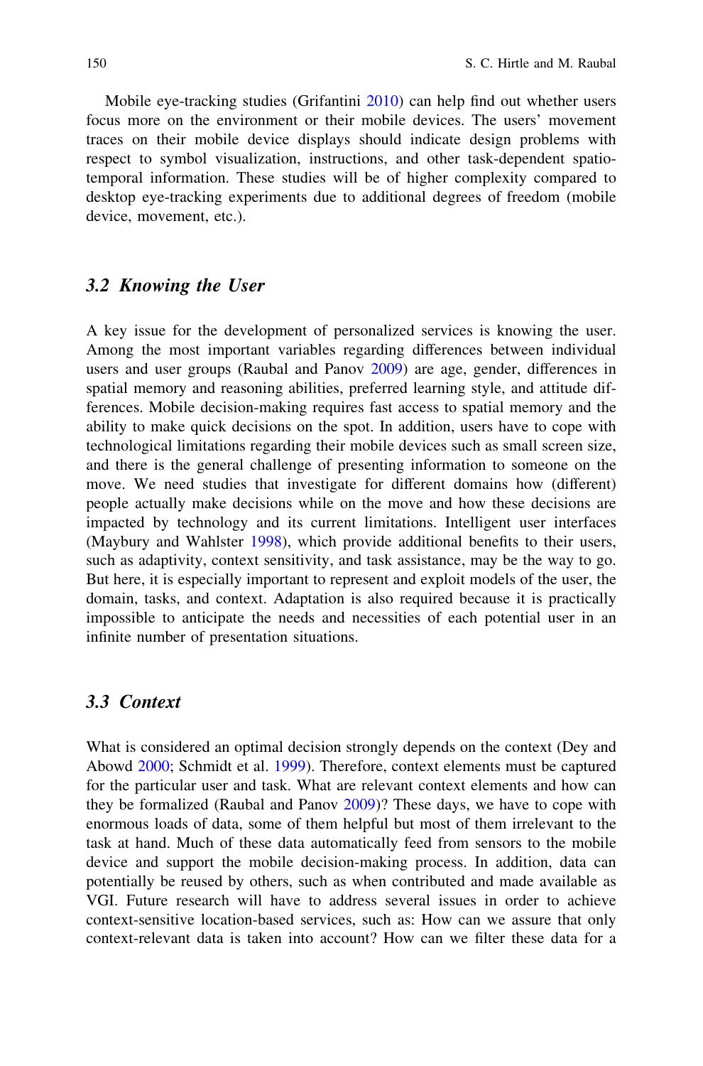Mobile eye-tracking studies (Grifantini 2010) can help find out whether users focus more on the environment or their mobile devices. The users' movement traces on their mobile device displays should indicate design problems with respect to symbol visualization, instructions, and other task-dependent spatio-temporal information. These studies will be of higher complexity compared to desktop eye-tracking experiments due to additional degrees of freedom (mobile device, movement, etc.).

## *3.2 Knowing the User*

A key issue for the development of personalized services is knowing the user. Among the most important variables regarding differences between individual users and user groups (Raubal and Panov 2009) are age, gender, differences in spatial memory and reasoning abilities, preferred learning style, and attitude differences. Mobile decision-making requires fast access to spatial memory and the ability to make quick decisions on the spot. In addition, users have to cope with technological limitations regarding their mobile devices such as small screen size, and there is the general challenge of presenting information to someone on the move. We need studies that investigate for different domains how (different) people actually make decisions while on the move and how these decisions are impacted by technology and its current limitations. Intelligent user interfaces (Maybury and Wahlster 1998), which provide additional benefits to their users, such as adaptivity, context sensitivity, and task assistance, may be the way to go. But here, it is especially important to represent and exploit models of the user, the domain, tasks, and context. Adaptation is also required because it is practically impossible to anticipate the needs and necessities of each potential user in an infinite number of presentation situations.

## *3.3 Context*

What is considered an optimal decision strongly depends on the context (Dey and Abowd 2000; Schmidt et al. 1999). Therefore, context elements must be captured for the particular user and task. What are relevant context elements and how can they be formalized (Raubal and Panov 2009)? These days, we have to cope with enormous loads of data, some of them helpful but most of them irrelevant to the task at hand. Much of these data automatically feed from sensors to the mobile device and support the mobile decision-making process. In addition, data can potentially be reused by others, such as when contributed and made available as VGI. Future research will have to address several issues in order to achieve context-sensitive location-based services, such as: How can we assure that only context-relevant data is taken into account? How can we filter these data for a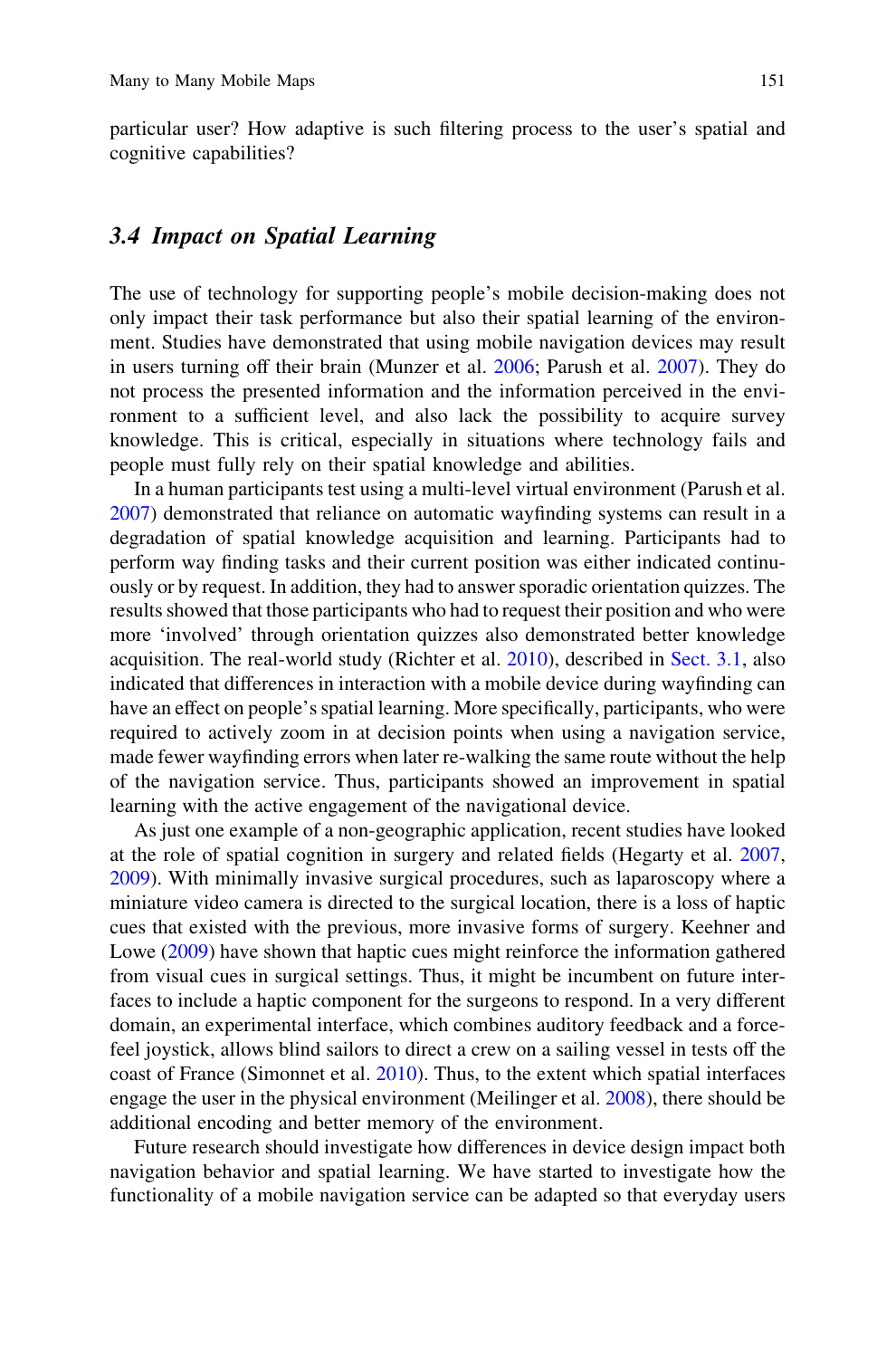particular user? How adaptive is such filtering process to the user's spatial and cognitive capabilities?

### *3.4 Impact on Spatial Learning*

The use of technology for supporting people's mobile decision-making does not only impact their task performance but also their spatial learning of the environment. Studies have demonstrated that using mobile navigation devices may result in users turning off their brain (Munzer et al. 2006; Parush et al. 2007). They do not process the presented information and the information perceived in the environment to a sufficient level, and also lack the possibility to acquire survey knowledge. This is critical, especially in situations where technology fails and people must fully rely on their spatial knowledge and abilities.

In a human participants test using a multi-level virtual environment (Parush et al. 2007) demonstrated that reliance on automatic wayfinding systems can result in a degradation of spatial knowledge acquisition and learning. Participants had to perform way finding tasks and their current position was either indicated continuously or by request. In addition, they had to answer sporadic orientation quizzes. The results showed that those participants who had to request their position and who were more 'involved' through orientation quizzes also demonstrated better knowledge acquisition. The real-world study (Richter et al. 2010), described in Sect. 3.1, also indicated that differences in interaction with a mobile device during wayfinding can have an effect on people's spatial learning. More specifically, participants, who were required to actively zoom in at decision points when using a navigation service, made fewer wayfinding errors when later re-walking the same route without the help of the navigation service. Thus, participants showed an improvement in spatial learning with the active engagement of the navigational device.

As just one example of a non-geographic application, recent studies have looked at the role of spatial cognition in surgery and related fields (Hegarty et al. 2007, 2009). With minimally invasive surgical procedures, such as laparoscopy where a miniature video camera is directed to the surgical location, there is a loss of haptic cues that existed with the previous, more invasive forms of surgery. Keehner and Lowe (2009) have shown that haptic cues might reinforce the information gathered from visual cues in surgical settings. Thus, it might be incumbent on future interfaces to include a haptic component for the surgeons to respond. In a very different domain, an experimental interface, which combines auditory feedback and a force-feel joystick, allows blind sailors to direct a crew on a sailing vessel in tests off the coast of France (Simonnet et al. 2010). Thus, to the extent which spatial interfaces engage the user in the physical environment (Meilinger et al. 2008), there should be additional encoding and better memory of the environment.

Future research should investigate how differences in device design impact both navigation behavior and spatial learning. We have started to investigate how the functionality of a mobile navigation service can be adapted so that everyday users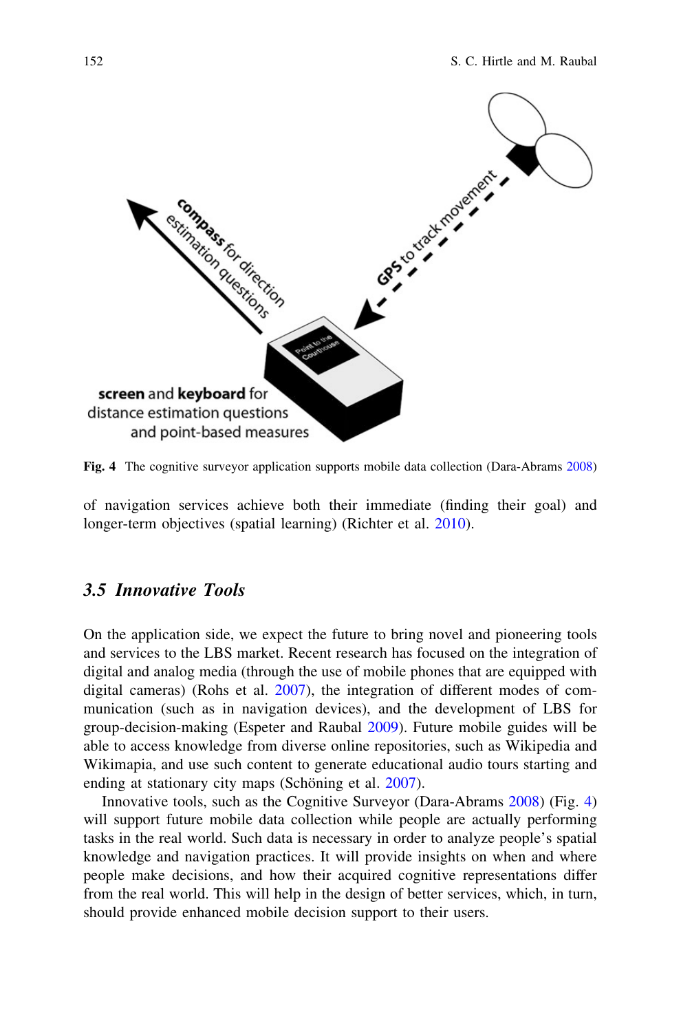Fig. 4 The cognitive surveyor application supports mobile data collection (Dara-Abrams 2008)

of navigation services achieve both their immediate (finding their goal) and longer-term objectives (spatial learning) (Richter et al. 2010).

### 3.5 Innovative Tools

On the application side, we expect the future to bring novel and pioneering tools and services to the LBS market. Recent research has focused on the integration of digital and analog media (through the use of mobile phones that are equipped with digital cameras) (Rohs et al. 2007), the integration of different modes of communication (such as in navigation devices), and the development of LBS for group-decision-making (Espeter and Raubal 2009). Future mobile guides will be able to access knowledge from diverse online repositories, such as Wikipedia and Wikimapia, and use such content to generate educational audio tours starting and ending at stationary city maps (Schöning et al. 2007).

Innovative tools, such as the Cognitive Surveyor (Dara-Abrams 2008) (Fig. 4) will support future mobile data collection while people are actually performing tasks in the real world. Such data is necessary in order to analyze people's spatial knowledge and navigation practices. It will provide insights on when and where people make decisions, and how their acquired cognitive representations differ from the real world. This will help in the design of better services, which, in turn, should provide enhanced mobile decision support to their users.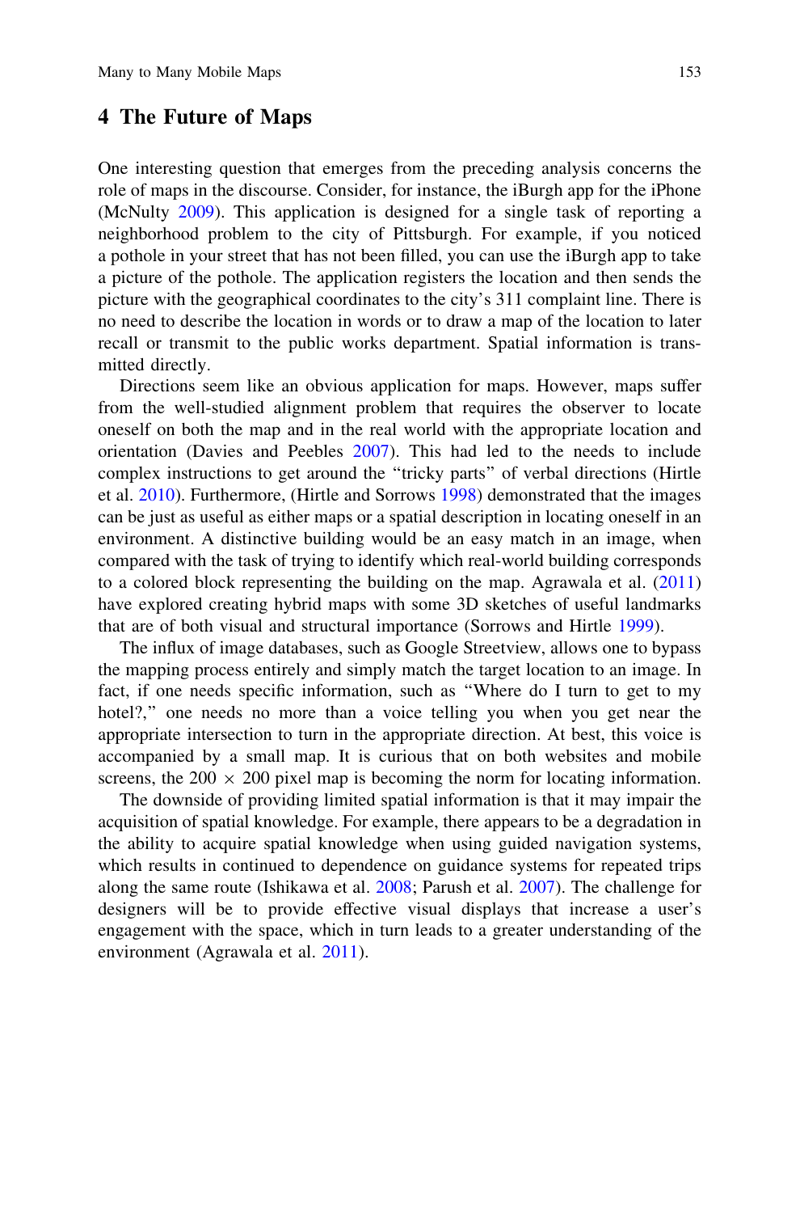## 4 The Future of Maps

One interesting question that emerges from the preceding analysis concerns the role of maps in the discourse. Consider, for instance, the iBurgh app for the iPhone (McNulty 2009). This application is designed for a single task of reporting a neighborhood problem to the city of Pittsburgh. For example, if you noticed a pothole in your street that has not been filled, you can use the iBurgh app to take a picture of the pothole. The application registers the location and then sends the picture with the geographical coordinates to the city's 311 complaint line. There is no need to describe the location in words or to draw a map of the location to later recall or transmit to the public works department. Spatial information is transmitted directly.

Directions seem like an obvious application for maps. However, maps suffer from the well-studied alignment problem that requires the observer to locate oneself on both the map and in the real world with the appropriate location and orientation (Davies and Peebles 2007). This had led to the needs to include complex instructions to get around the "tricky parts" of verbal directions (Hirtle et al. 2010). Furthermore, (Hirtle and Sorrows 1998) demonstrated that the images can be just as useful as either maps or a spatial description in locating oneself in an environment. A distinctive building would be an easy match in an image, when compared with the task of trying to identify which real-world building corresponds to a colored block representing the building on the map. Agrawala et al. (2011) have explored creating hybrid maps with some 3D sketches of useful landmarks that are of both visual and structural importance (Sorrows and Hirtle 1999).

The influx of image databases, such as Google Streetview, allows one to bypass the mapping process entirely and simply match the target location to an image. In fact, if one needs specific information, such as "Where do I turn to get to my hotel?," one needs no more than a voice telling you when you get near the appropriate intersection to turn in the appropriate direction. At best, this voice is accompanied by a small map. It is curious that on both websites and mobile screens, the 200 $\times$ 200 pixel map is becoming the norm for locating information.

The downside of providing limited spatial information is that it may impair the acquisition of spatial knowledge. For example, there appears to be a degradation in the ability to acquire spatial knowledge when using guided navigation systems, which results in continued to dependence on guidance systems for repeated trips along the same route (Ishikawa et al. 2008; Parush et al. 2007). The challenge for designers will be to provide effective visual displays that increase a user's engagement with the space, which in turn leads to a greater understanding of the environment (Agrawala et al. 2011).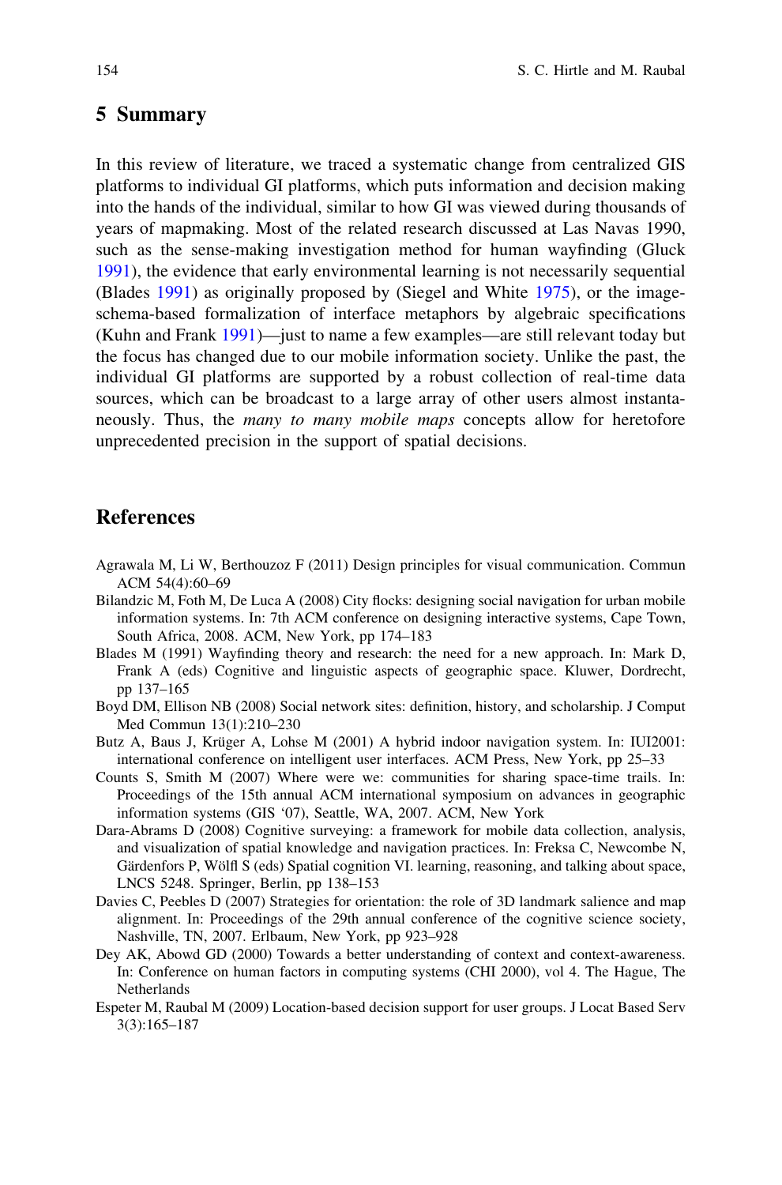## 5 Summary

In this review of literature, we traced a systematic change from centralized GIS platforms to individual GI platforms, which puts information and decision making into the hands of the individual, similar to how GI was viewed during thousands of years of mapmaking. Most of the related research discussed at Las Navas 1990, such as the sense-making investigation method for human wayfinding (Gluck 1991), the evidence that early environmental learning is not necessarily sequential (Blades 1991) as originally proposed by (Siegel and White 1975), or the image-schema-based formalization of interface metaphors by algebraic specifications (Kuhn and Frank 1991)—just to name a few examples—are still relevant today but the focus has changed due to our mobile information society. Unlike the past, the individual GI platforms are supported by a robust collection of real-time data sources, which can be broadcast to a large array of other users almost instantaneously. Thus, the *many to many mobile maps* concepts allow for heretofore unprecedented precision in the support of spatial decisions.

## References

Agrawala M, Li W, Berthouzoz F (2011) Design principles for visual communication. Commun ACM 54(4):60–69

Bilandzic M, Foth M, De Luca A (2008) City flocks: designing social navigation for urban mobile information systems. In: 7th ACM conference on designing interactive systems, Cape Town, South Africa, 2008. ACM, New York, pp 174–183

Blades M (1991) Wayfinding theory and research: the need for a new approach. In: Mark D, Frank A (eds) Cognitive and linguistic aspects of geographic space. Kluwer, Dordrecht, pp 137–165

Boyd DM, Ellison NB (2008) Social network sites: definition, history, and scholarship. J Comput Med Commun 13(1):210–230

Butz A, Baus J, Krüger A, Lohse M (2001) A hybrid indoor navigation system. In: IUI2001: international conference on intelligent user interfaces. ACM Press, New York, pp 25–33

Counts S, Smith M (2007) Where were we: communities for sharing space-time trails. In: Proceedings of the 15th annual ACM international symposium on advances in geographic information systems (GIS '07), Seattle, WA, 2007. ACM, New York

Dara-Abrams D (2008) Cognitive surveying: a framework for mobile data collection, analysis, and visualization of spatial knowledge and navigation practices. In: Freksa C, Newcombe N, Gärdenfors P, Wölfl S (eds) Spatial cognition VI. learning, reasoning, and talking about space, LNCS 5248. Springer, Berlin, pp 138–153

Davies C, Peebles D (2007) Strategies for orientation: the role of 3D landmark salience and map alignment. In: Proceedings of the 29th annual conference of the cognitive science society, Nashville, TN, 2007. Erlbaum, New York, pp 923–928

Dey AK, Abowd GD (2000) Towards a better understanding of context and context-awareness. In: Conference on human factors in computing systems (CHI 2000), vol 4. The Hague, The Netherlands

Espeter M, Raubal M (2009) Location-based decision support for user groups. J Locat Based Serv 3(3):165–187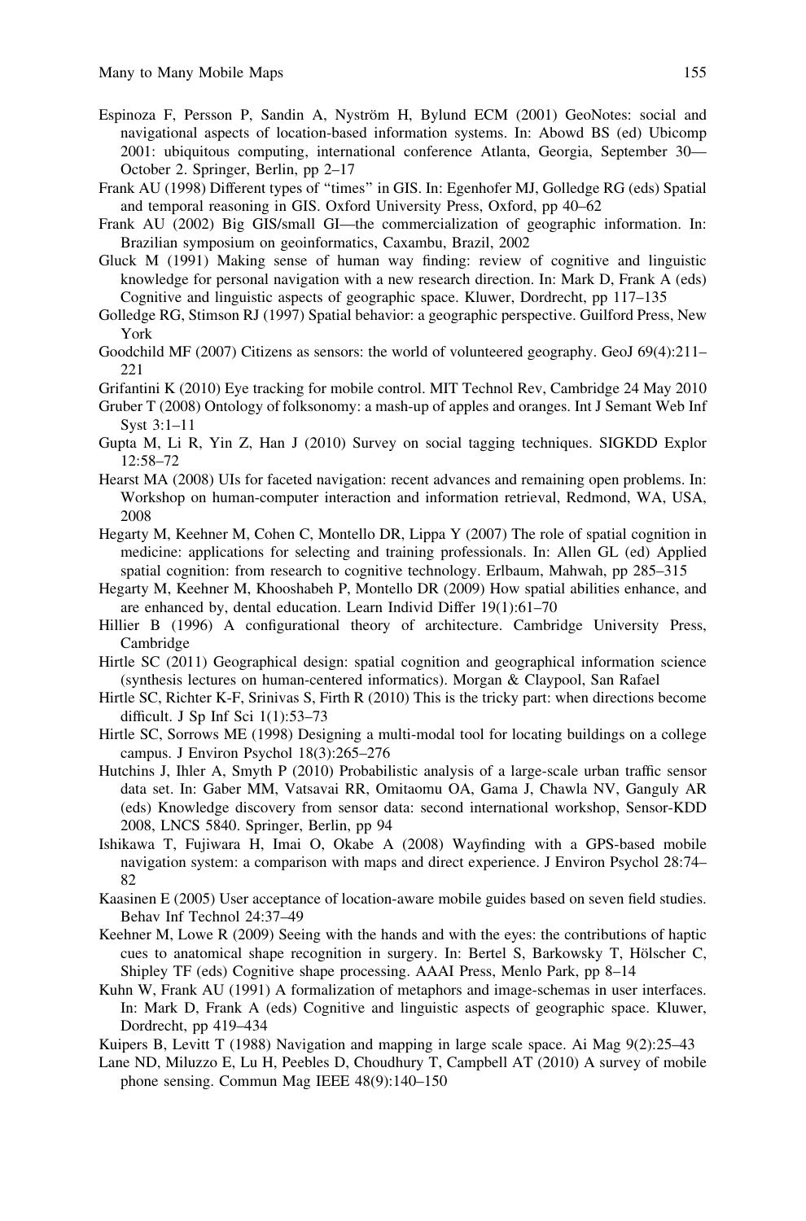Espinoza F, Persson P, Sandin A, Nyström H, Bylund ECM (2001) GeoNotes: social and navigational aspects of location-based information systems. In: Abowd BS (ed) Ubicomp 2001: ubiquitous computing, international conference Atlanta, Georgia, September 30—October 2. Springer, Berlin, pp 2–17

Frank AU (1998) Different types of "times" in GIS. In: Egenhofer MJ, Golledge RG (eds) Spatial and temporal reasoning in GIS. Oxford University Press, Oxford, pp 40–62

Frank AU (2002) Big GIS/small GI—the commercialization of geographic information. In: Brazilian symposium on geoinformatics, Caxambu, Brazil, 2002

Gluck M (1991) Making sense of human way finding: review of cognitive and linguistic knowledge for personal navigation with a new research direction. In: Mark D, Frank A (eds) Cognitive and linguistic aspects of geographic space. Kluwer, Dordrecht, pp 117–135

Golledge RG, Stimson RJ (1997) Spatial behavior: a geographic perspective. Guilford Press, New York

Goodchild MF (2007) Citizens as sensors: the world of volunteered geography. GeoJ 69(4):211–221

Grifantini K (2010) Eye tracking for mobile control. MIT Technol Rev, Cambridge 24 May 2010

Gruber T (2008) Ontology of folksonomy: a mash-up of apples and oranges. Int J Semant Web Inf Syst 3:1–11

Gupta M, Li R, Yin Z, Han J (2010) Survey on social tagging techniques. SIGKDD Explor 12:58–72

Hearst MA (2008) UIs for faceted navigation: recent advances and remaining open problems. In: Workshop on human-computer interaction and information retrieval, Redmond, WA, USA, 2008

Hegarty M, Keehner M, Cohen C, Montello DR, Lippa Y (2007) The role of spatial cognition in medicine: applications for selecting and training professionals. In: Allen GL (ed) Applied spatial cognition: from research to cognitive technology. Erlbaum, Mahwah, pp 285–315

Hegarty M, Keehner M, Khooshabeh P, Montello DR (2009) How spatial abilities enhance, and are enhanced by, dental education. Learn Individ Differ 19(1):61–70

Hillier B (1996) A configurational theory of architecture. Cambridge University Press, Cambridge

Hirtle SC (2011) Geographical design: spatial cognition and geographical information science (synthesis lectures on human-centered informatics). Morgan & Claypool, San Rafael

Hirtle SC, Richter K-F, Srinivas S, Firth R (2010) This is the tricky part: when directions become difficult. J Sp Inf Sci 1(1):53–73

Hirtle SC, Sorrows ME (1998) Designing a multi-modal tool for locating buildings on a college campus. J Environ Psychol 18(3):265–276

Hutchins J, Ihler A, Smyth P (2010) Probabilistic analysis of a large-scale urban traffic sensor data set. In: Gaber MM, Vatsavai RR, Omitaomu OA, Gama J, Chawla NV, Ganguly AR (eds) Knowledge discovery from sensor data: second international workshop, Sensor-KDD 2008, LNCS 5840. Springer, Berlin, pp 94

Ishikawa T, Fujiwara H, Imai O, Okabe A (2008) Wayfinding with a GPS-based mobile navigation system: a comparison with maps and direct experience. J Environ Psychol 28:74–82

Kaasinen E (2005) User acceptance of location-aware mobile guides based on seven field studies. Behav Inf Technol 24:37–49

Keehner M, Lowe R (2009) Seeing with the hands and with the eyes: the contributions of haptic cues to anatomical shape recognition in surgery. In: Bertel S, Barkowsky T, Hölscher C, Shipley TF (eds) Cognitive shape processing. AAAI Press, Menlo Park, pp 8–14

Kuhn W, Frank AU (1991) A formalization of metaphors and image-schemas in user interfaces. In: Mark D, Frank A (eds) Cognitive and linguistic aspects of geographic space. Kluwer, Dordrecht, pp 419–434

Kuipers B, Levitt T (1988) Navigation and mapping in large scale space. Ai Mag 9(2):25–43

Lane ND, Miluzzo E, Lu H, Peebles D, Choudhury T, Campbell AT (2010) A survey of mobile phone sensing. Commun Mag IEEE 48(9):140–150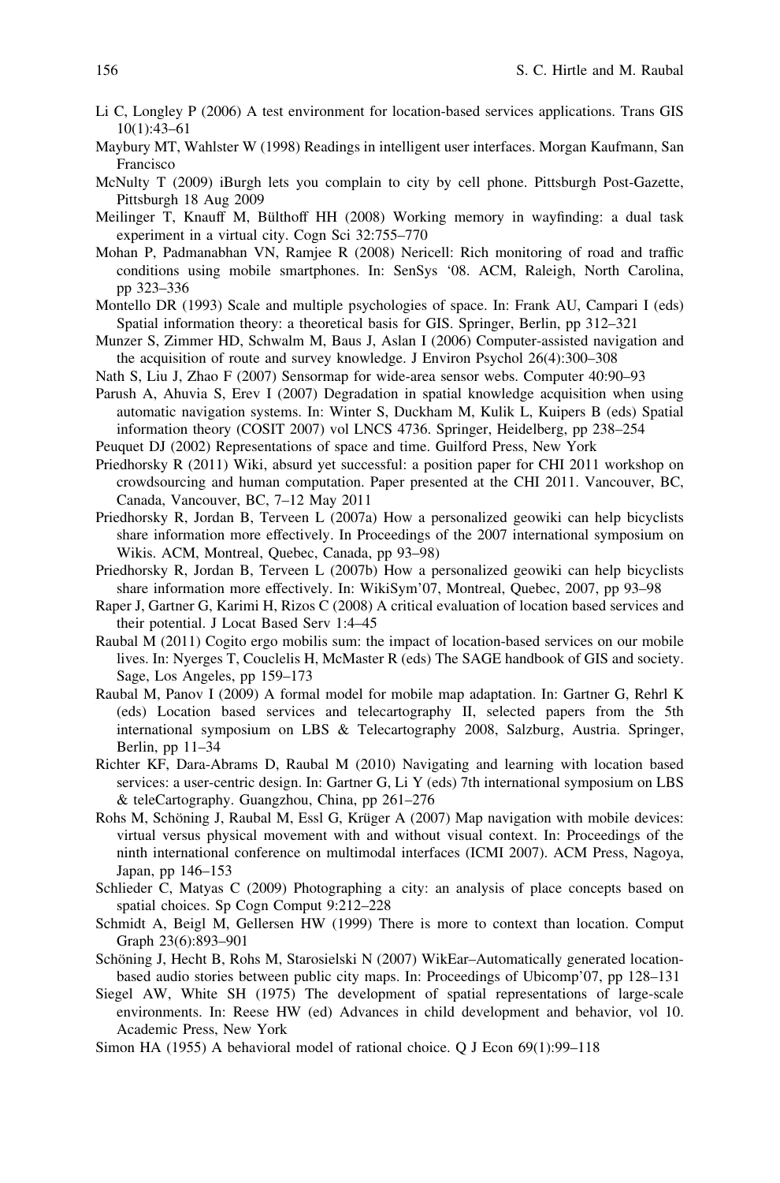Li C, Longley P (2006) A test environment for location-based services applications. Trans GIS 10(1):43–61

Maybury MT, Wahlster W (1998) Readings in intelligent user interfaces. Morgan Kaufmann, San Francisco

McNulty T (2009) iBurgh lets you complain to city by cell phone. Pittsburgh Post-Gazette, Pittsburgh 18 Aug 2009

Meilinger T, Knauff M, Bülthoff HH (2008) Working memory in wayfinding: a dual task experiment in a virtual city. Cogn Sci 32:755–770

Mohan P, Padmanabhan VN, Ramjee R (2008) Nericell: Rich monitoring of road and traffic conditions using mobile smartphones. In: SenSys '08. ACM, Raleigh, North Carolina, pp 323–336

Montello DR (1993) Scale and multiple psychologies of space. In: Frank AU, Campari I (eds) Spatial information theory: a theoretical basis for GIS. Springer, Berlin, pp 312–321

Munzer S, Zimmer HD, Schwalm M, Baus J, Aslan I (2006) Computer-assisted navigation and the acquisition of route and survey knowledge. J Environ Psychol 26(4):300–308

Nath S, Liu J, Zhao F (2007) Sensormap for wide-area sensor webs. Computer 40:90–93

Parush A, Ahuvia S, Erev I (2007) Degradation in spatial knowledge acquisition when using automatic navigation systems. In: Winter S, Duckham M, Kulik L, Kuipers B (eds) Spatial information theory (COSIT 2007) vol LNCS 4736. Springer, Heidelberg, pp 238–254

Peuquet DJ (2002) Representations of space and time. Guilford Press, New York

Priedhorsky R (2011) Wiki, absurd yet successful: a position paper for CHI 2011 workshop on crowdsourcing and human computation. Paper presented at the CHI 2011. Vancouver, BC, Canada, Vancouver, BC, 7–12 May 2011

Priedhorsky R, Jordan B, Terveen L (2007a) How a personalized geowiki can help bicyclists share information more effectively. In Proceedings of the 2007 international symposium on Wikis. ACM, Montreal, Quebec, Canada, pp 93–98)

Priedhorsky R, Jordan B, Terveen L (2007b) How a personalized geowiki can help bicyclists share information more effectively. In: WikiSym'07, Montreal, Quebec, 2007, pp 93–98

Raper J, Gartner G, Karimi H, Rizos C (2008) A critical evaluation of location based services and their potential. J Locat Based Serv 1:4–45

Raubal M (2011) Cogito ergo mobilis sum: the impact of location-based services on our mobile lives. In: Nyerges T, Couclelis H, McMaster R (eds) The SAGE handbook of GIS and society. Sage, Los Angeles, pp 159–173

Raubal M, Panov I (2009) A formal model for mobile map adaptation. In: Gartner G, Rehrl K (eds) Location based services and telecartography II, selected papers from the 5th international symposium on LBS & Telecartography 2008, Salzburg, Austria. Springer, Berlin, pp 11–34

Richter KF, Dara-Abrams D, Raubal M (2010) Navigating and learning with location based services: a user-centric design. In: Gartner G, Li Y (eds) 7th international symposium on LBS & teleCartography. Guangzhou, China, pp 261–276

Rohs M, Schöning J, Raubal M, Essl G, Krüger A (2007) Map navigation with mobile devices: virtual versus physical movement with and without visual context. In: Proceedings of the ninth international conference on multimodal interfaces (ICMI 2007). ACM Press, Nagoya, Japan, pp 146–153

Schlieder C, Matyas C (2009) Photographing a city: an analysis of place concepts based on spatial choices. Sp Cogn Comput 9:212–228

Schmidt A, Beigl M, Gellersen HW (1999) There is more to context than location. Comput Graph 23(6):893–901

Schöning J, Hecht B, Rohs M, Starosielski N (2007) WikEar–Automatically generated location-based audio stories between public city maps. In: Proceedings of Ubicomp'07, pp 128–131

Siegel AW, White SH (1975) The development of spatial representations of large-scale environments. In: Reese HW (ed) Advances in child development and behavior, vol 10. Academic Press, New York

Simon HA (1955) A behavioral model of rational choice. Q J Econ 69(1):99–118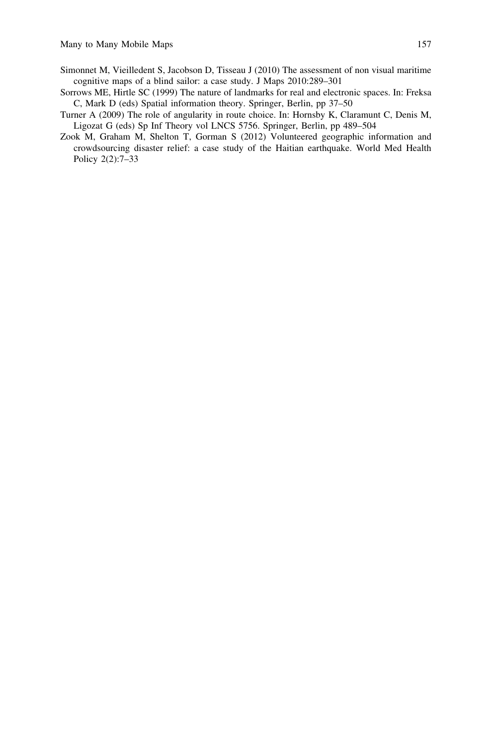Simonnet M, Vieilledent S, Jacobson D, Tisseau J (2010) The assessment of non visual maritime cognitive maps of a blind sailor: a case study. J Maps 2010:289–301

Sorrows ME, Hirtle SC (1999) The nature of landmarks for real and electronic spaces. In: Freksa C, Mark D (eds) Spatial information theory. Springer, Berlin, pp 37–50

Turner A (2009) The role of angularity in route choice. In: Hornsby K, Claramunt C, Denis M, Ligozat G (eds) Sp Inf Theory vol LNCS 5756. Springer, Berlin, pp 489–504

Zook M, Graham M, Shelton T, Gorman S (2012) Volunteered geographic information and crowdsourcing disaster relief: a case study of the Haitian earthquake. World Med Health Policy 2(2):7–33